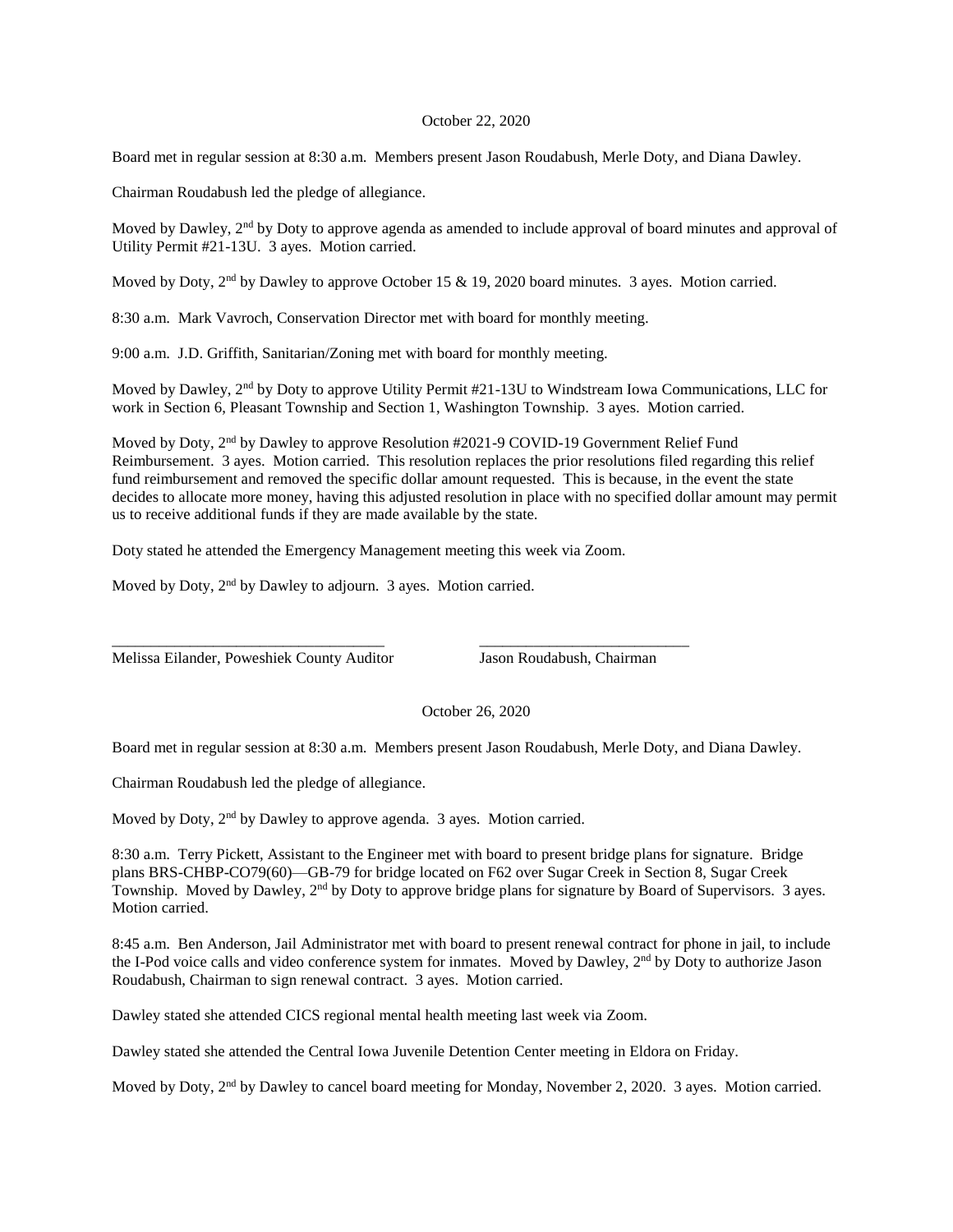October 22, 2020

Board met in regular session at 8:30 a.m. Members present Jason Roudabush, Merle Doty, and Diana Dawley.

Chairman Roudabush led the pledge of allegiance.

Moved by Dawley, 2nd by Doty to approve agenda as amended to include approval of board minutes and approval of Utility Permit #21-13U. 3 ayes. Motion carried.

Moved by Doty, 2nd by Dawley to approve October 15 & 19, 2020 board minutes. 3 ayes. Motion carried.

8:30 a.m. Mark Vavroch, Conservation Director met with board for monthly meeting.

9:00 a.m. J.D. Griffith, Sanitarian/Zoning met with board for monthly meeting.

Moved by Dawley, 2nd by Doty to approve Utility Permit #21-13U to Windstream Iowa Communications, LLC for work in Section 6, Pleasant Township and Section 1, Washington Township. 3 ayes. Motion carried.

Moved by Doty, 2nd by Dawley to approve Resolution #2021-9 COVID-19 Government Relief Fund Reimbursement. 3 ayes. Motion carried. This resolution replaces the prior resolutions filed regarding this relief fund reimbursement and removed the specific dollar amount requested. This is because, in the event the state decides to allocate more money, having this adjusted resolution in place with no specified dollar amount may permit us to receive additional funds if they are made available by the state.

Doty stated he attended the Emergency Management meeting this week via Zoom.

Moved by Doty, 2nd by Dawley to adjourn. 3 ayes. Motion carried.

\_\_\_\_\_\_\_\_\_\_\_\_\_\_\_\_\_\_\_\_\_\_\_\_\_\_\_\_\_\_\_\_\_\_\_ \_\_\_\_\_\_\_\_\_\_\_\_\_\_\_\_\_\_\_\_\_\_\_\_\_\_\_

Melissa Eilander, Poweshiek County Auditor Jason Roudabush, Chairman

October 26, 2020

Board met in regular session at 8:30 a.m. Members present Jason Roudabush, Merle Doty, and Diana Dawley.

Chairman Roudabush led the pledge of allegiance.

Moved by Doty, 2nd by Dawley to approve agenda. 3 ayes. Motion carried.

8:30 a.m. Terry Pickett, Assistant to the Engineer met with board to present bridge plans for signature. Bridge plans BRS-CHBP-CO79(60)—GB-79 for bridge located on F62 over Sugar Creek in Section 8, Sugar Creek Township. Moved by Dawley, 2nd by Doty to approve bridge plans for signature by Board of Supervisors. 3 ayes. Motion carried.

8:45 a.m. Ben Anderson, Jail Administrator met with board to present renewal contract for phone in jail, to include the I-Pod voice calls and video conference system for inmates. Moved by Dawley, 2nd by Doty to authorize Jason Roudabush, Chairman to sign renewal contract. 3 ayes. Motion carried.

Dawley stated she attended CICS regional mental health meeting last week via Zoom.

Dawley stated she attended the Central Iowa Juvenile Detention Center meeting in Eldora on Friday.

Moved by Doty, 2nd by Dawley to cancel board meeting for Monday, November 2, 2020. 3 ayes. Motion carried.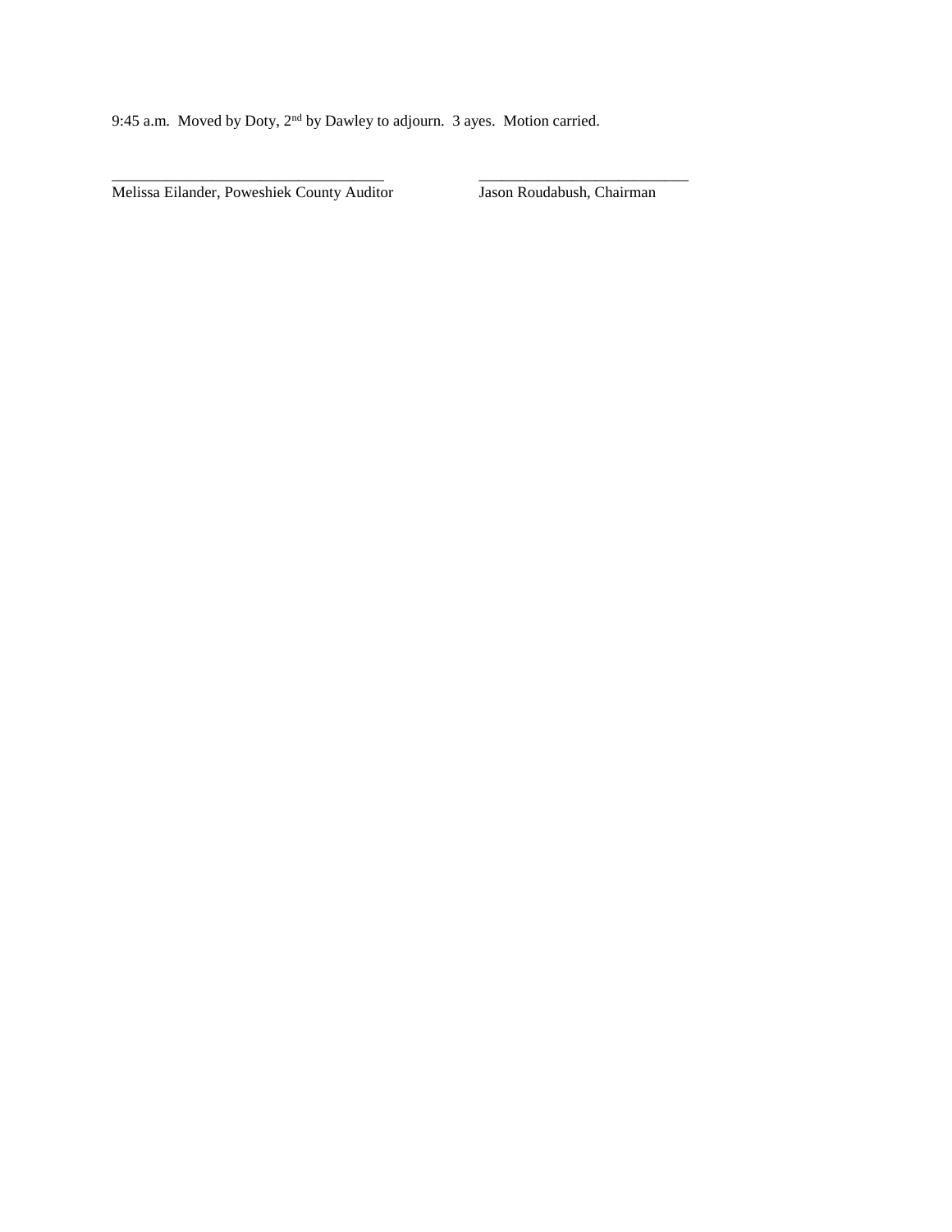9:45 a.m. Moved by Doty, 2nd by Dawley to adjourn. 3 ayes. Motion carried.

\_\_\_\_\_\_\_\_\_\_\_\_\_\_\_\_\_\_\_\_\_\_\_\_\_\_\_\_\_\_\_\_\_\_\_ \_\_\_\_\_\_\_\_\_\_\_\_\_\_\_\_\_\_\_\_\_\_\_\_\_\_\_
Melissa Eilander, Poweshiek County Auditor Jason Roudabush, Chairman